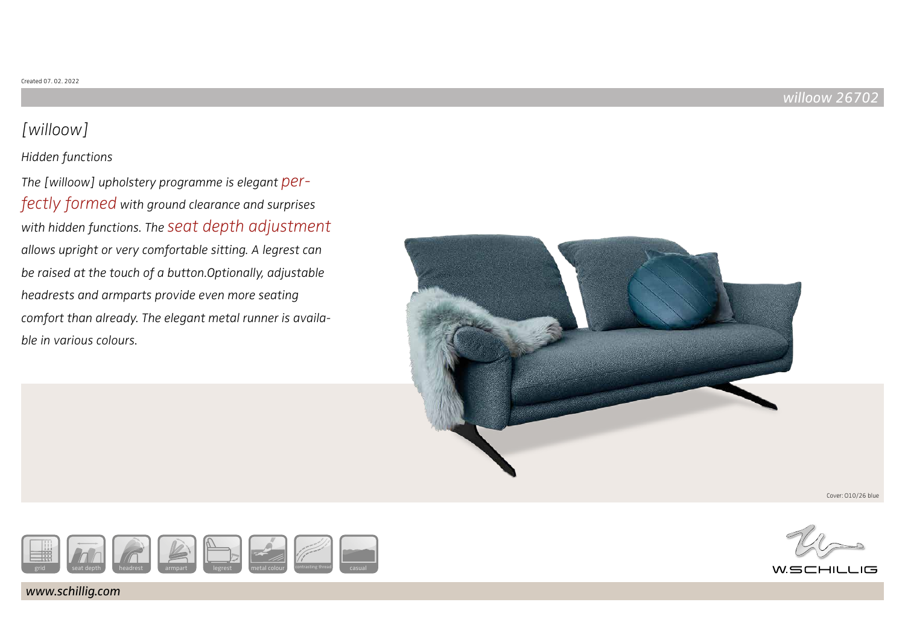Created 07. 02. 2022

willoow 26702

# [willoow]

*Hidden functions*

*The [willoow] upholstery programme is elegant perfectly formed with ground clearance and surprises with hidden functions. The seat depth adjustment allows upright or very comfortable sitting. A legrest can be raised at the touch of a button.Optionally, adjustable headrests and armparts provide even more seating comfort than already. The elegant metal runner is available in various colours.*

Cover: O10/26 blue

grid | seat depth | headrest | armpart | legrest | metal colour | contrasting thread | casual

W.SCHILLIG

**www.schillig.com**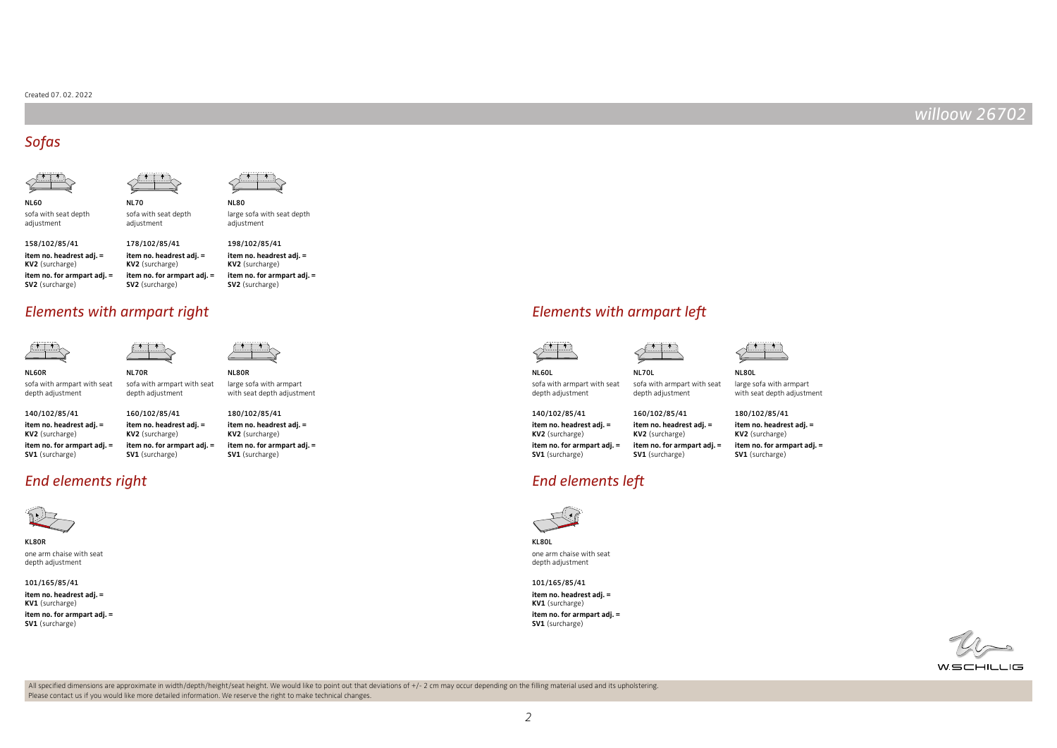Created 07. 02. 2022

# willoow 26702

## Sofas

**NL60**
sofa with seat depth adjustment

158/102/85/41
**item no. headrest adj. = KV2** (surcharge)
**item no. for armpart adj. = SV2** (surcharge)

**NL70**
sofa with seat depth adjustment

178/102/85/41
**item no. headrest adj. = KV2** (surcharge)
**item no. for armpart adj. = SV2** (surcharge)

**NL80**
large sofa with seat depth adjustment

198/102/85/41
**item no. headrest adj. = KV2** (surcharge)
**item no. for armpart adj. = SV2** (surcharge)

## Elements with armpart right

**NL60R**
sofa with armpart with seat depth adjustment

140/102/85/41
**item no. headrest adj. = KV2** (surcharge)
**item no. for armpart adj. = SV1** (surcharge)

**NL70R**
sofa with armpart with seat depth adjustment

160/102/85/41
**item no. headrest adj. = KV2** (surcharge)
**item no. for armpart adj. = SV1** (surcharge)

**NL80R**
large sofa with armpart with seat depth adjustment

180/102/85/41
**item no. headrest adj. = KV2** (surcharge)
**item no. for armpart adj. = SV1** (surcharge)

## End elements right

**KL80R**
one arm chaise with seat depth adjustment

101/165/85/41
**item no. headrest adj. = KV1** (surcharge)
**item no. for armpart adj. = SV1** (surcharge)

## Elements with armpart left

**NL60L**
sofa with armpart with seat depth adjustment

140/102/85/41
**item no. headrest adj. = KV2** (surcharge)
**item no. for armpart adj. = SV1** (surcharge)

**NL70L**
sofa with armpart with seat depth adjustment

160/102/85/41
**item no. headrest adj. = KV2** (surcharge)
**item no. for armpart adj. = SV1** (surcharge)

**NL80L**
large sofa with armpart with seat depth adjustment

180/102/85/41
**item no. headrest adj. = KV2** (surcharge)
**item no. for armpart adj. = SV1** (surcharge)

## End elements left

**KL80L**
one arm chaise with seat depth adjustment

101/165/85/41
**item no. headrest adj. = KV1** (surcharge)
**item no. for armpart adj. = SV1** (surcharge)

All specified dimensions are approximate in width/depth/height/seat height. We would like to point out that deviations of +/- 2 cm may occur depending on the filling material used and its upholstering.
Please contact us if you would like more detailed information. We reserve the right to make technical changes.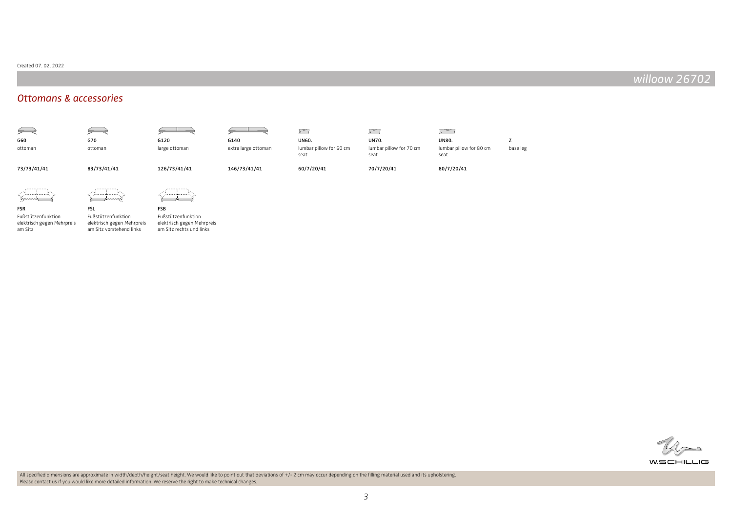Created 07. 02. 2022

# willoow 26702

## Ottomans & accessories

| G60 | G70 | G120 | G140 | UN60. | UN70. | UN80. | Z |
|---|---|---|---|---|---|---|---|
| ottoman | ottoman | large ottoman | extra large ottoman | lumbar pillow for 60 cm seat | lumbar pillow for 70 cm seat | lumbar pillow for 80 cm seat | base leg |
| 73/73/41/41 | 83/73/41/41 | 126/73/41/41 | 146/73/41/41 | 60/7/20/41 | 70/7/20/41 | 80/7/20/41 | |

| FSR | FSL | FSB |
|---|---|---|
| Fußstützenfunktion elektrisch gegen Mehrpreis am Sitz | Fußstützenfunktion elektrisch gegen Mehrpreis am Sitz vorstehend links | Fußstützenfunktion elektrisch gegen Mehrpreis am Sitz rechts und links |

W.SCHILLIG

All specified dimensions are approximate in width/depth/height/seat height. We would like to point out that deviations of +/- 2 cm may occur depending on the filling material used and its upholstering.
Please contact us if you would like more detailed information. We reserve the right to make technical changes.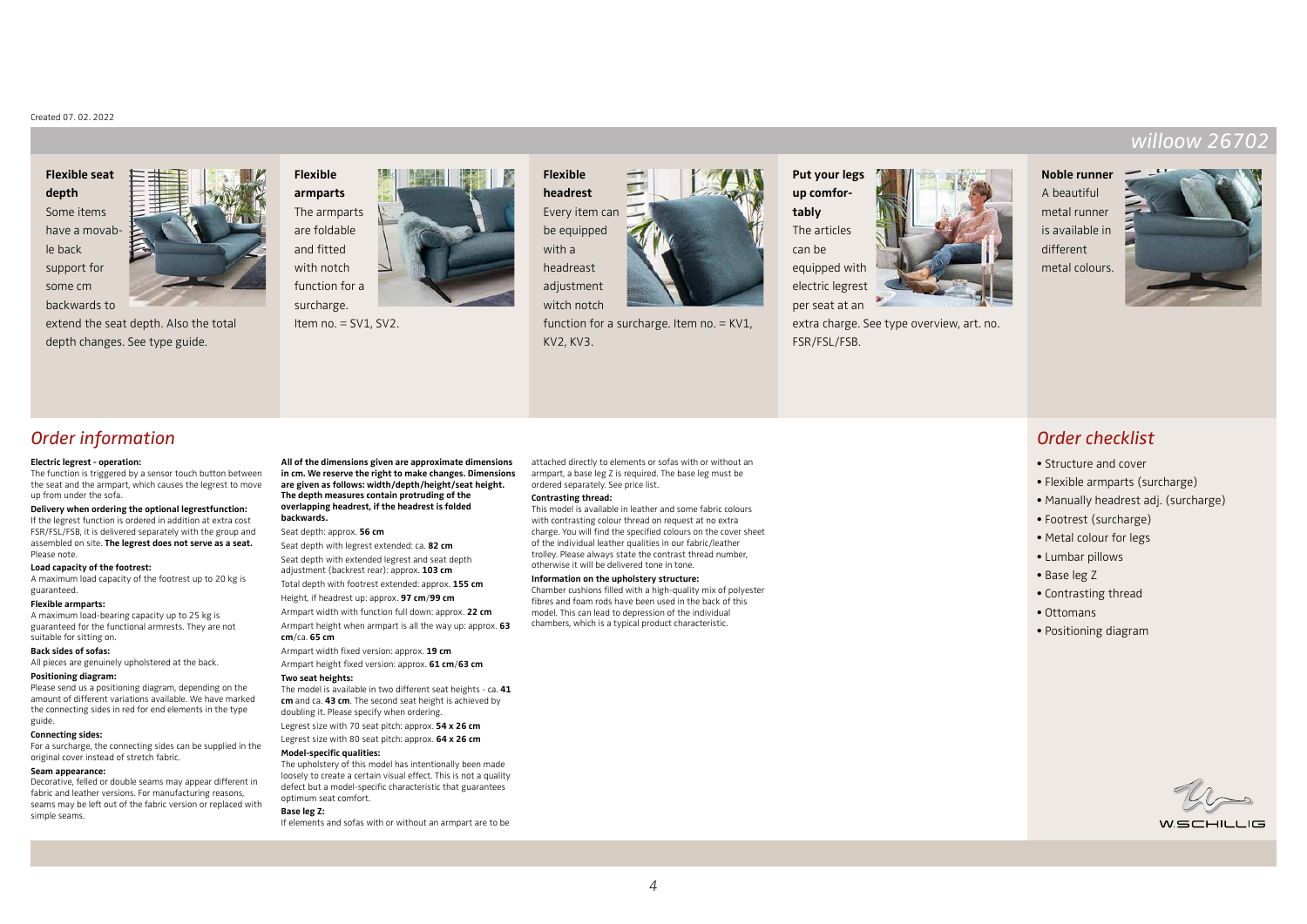Created 07. 02. 2022

# willoow 26702

**Flexible seat depth**
Some items have a movable back support for some cm backwards to extend the seat depth. Also the total depth changes. See type guide.

**Flexible armparts**
The armparts are foldable and fitted with notch function for a surcharge.
Item no. = SV1, SV2.

**Flexible headrest**
Every item can be equipped with a headrest adjustment witch notch function for a surcharge. Item no. = KV1, KV2, KV3.

**Put your legs up comfortably**
The articles can be equipped with electric legrest per seat at an extra charge. See type overview, art. no. FSR/FSL/FSB.

**Noble runner**
A beautiful metal runner is available in different metal colours.

## Order information

**Electric legrest - operation:**
The function is triggered by a sensor touch button between the seat and the armpart, which causes the legrest to move up from under the sofa.

**Delivery when ordering the optional legrestfunction:**
If the legrest function is ordered in addition at extra cost FSR/FSL/FSB, it is delivered separately with the group and assembled on site. **The legrest does not serve as a seat.** Please note.

**Load capacity of the footrest:**
A maximum load capacity of the footrest up to 20 kg is guaranteed.

**Flexible armparts:**
A maximum load-bearing capacity up to 25 kg is guaranteed for the functional armrests. They are not suitable for sitting on.

**Back sides of sofas:**
All pieces are genuinely upholstered at the back.

**Positioning diagram:**
Please send us a positioning diagram, depending on the amount of different variations available. We have marked the connecting sides in red for end elements in the type guide.

**Connecting sides:**
For a surcharge, the connecting sides can be supplied in the original cover instead of stretch fabric.

**Seam appearance:**
Decorative, felled or double seams may appear different in fabric and leather versions. For manufacturing reasons, seams may be left out of the fabric version or replaced with simple seams.

**All of the dimensions given are approximate dimensions in cm. We reserve the right to make changes. Dimensions are given as follows: width/depth/height/seat height. The depth measures contain protruding of the overlapping headrest, if the headrest is folded backwards.**

Seat depth: approx. **56 cm**

Seat depth with legrest extended: ca. **82 cm**

Seat depth with extended legrest and seat depth adjustment (backrest rear): approx. **103 cm**

Total depth with footrest extended: approx. **155 cm**

Height, if headrest up: approx. **97 cm**/**99 cm**

Armpart width with function full down: approx. **22 cm**

Armpart height when armpart is all the way up: approx. **63 cm**/ca. **65 cm**

Armpart width fixed version: approx. **19 cm**

Armpart height fixed version: approx. **61 cm**/**63 cm**

**Two seat heights:**
The model is available in two different seat heights - ca. **41 cm** and ca. **43 cm**. The second seat height is achieved by doubling it. Please specify when ordering.

Legrest size with 70 seat pitch: approx. **54 x 26 cm**

Legrest size with 80 seat pitch: approx. **64 x 26 cm**

**Model-specific qualities:**
The upholstery of this model has intentionally been made loosely to create a certain visual effect. This is not a quality defect but a model-specific characteristic that guarantees optimum seat comfort.

**Base leg Z:**
If elements and sofas with or without an armpart are to be attached directly to elements or sofas with or without an armpart, a base leg Z is required. The base leg must be ordered separately. See price list.

**Contrasting thread:**
This model is available in leather and some fabric colours with contrasting colour thread on request at no extra charge. You will find the specified colours on the cover sheet of the individual leather qualities in our fabric/leather trolley. Please always state the contrast thread number, otherwise it will be delivered tone in tone.

**Information on the upholstery structure:**
Chamber cushions filled with a high-quality mix of polyester fibres and foam rods have been used in the back of this model. This can lead to depression of the individual chambers, which is a typical product characteristic.

## Order checklist

- Structure and cover
- Flexible armparts (surcharge)
- Manually headrest adj. (surcharge)
- Footrest (surcharge)
- Metal colour for legs
- Lumbar pillows
- Base leg Z
- Contrasting thread
- Ottomans
- Positioning diagram

W.SCHILLIG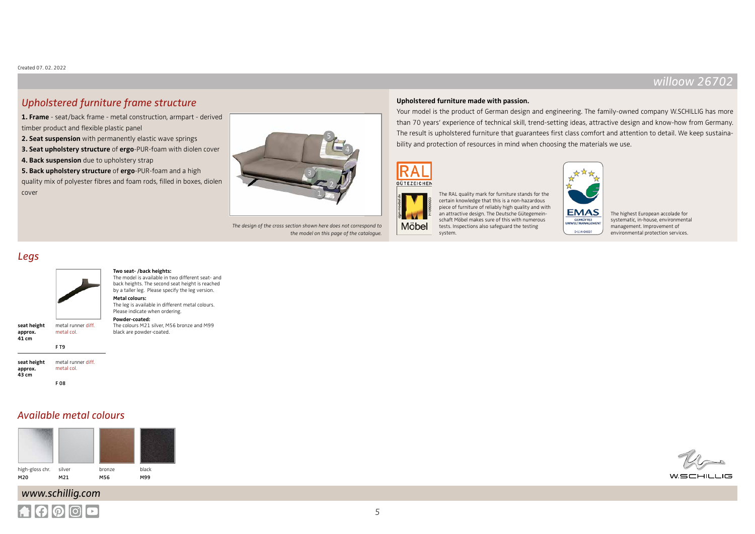Created 07. 02. 2022

## willoow 26702

## Upholstered furniture frame structure

**1. Frame** - seat/back frame - metal construction, armpart - derived timber product and flexible plastic panel
**2. Seat suspension** with permanently elastic wave springs
**3. Seat upholstery structure** of **ergo**-PUR-foam with diolen cover
**4. Back suspension** due to upholstery strap
**5. Back upholstery structure** of **ergo**-PUR-foam and a high quality mix of polyester fibres and foam rods, filled in boxes, diolen cover

*The design of the cross section shown here does not correspond to the model on this page of the catalogue.*

**Upholstered furniture made with passion.**

Your model is the product of German design and engineering. The family-owned company W.SCHILLIG has more than 70 years' experience of technical skill, trend-setting ideas, attractive design and know-how from Germany. The result is upholstered furniture that guarantees first class comfort and attention to detail. We keep sustainability and protection of resources in mind when choosing the materials we use.

RAL GÜTEZEICHEN

Möbel

The RAL quality mark for furniture stands for the certain knowledge that this is a non-hazardous piece of furniture of reliably high quality and with an attractive design. The Deutsche Gütegemeinschaft Möbel makes sure of this with numerous tests. Inspections also safeguard the testing system.

EMAS GEPRÜFTES UMWELTMANAGEMENT D-114-00007

The highest European accolade for systematic, in-house, environmental management. Improvement of environmental protection services.

## Legs

| | | |
|---|---|---|
| **seat height approx. 41 cm** | metal runner diff. metal col. | F T9 |
| **seat height approx. 43 cm** | metal runner diff. metal col. | F 08 |

**Two seat- /back heights:**
The model is available in two different seat- and back heights. The second seat height is reached by a taller leg. Please specify the leg version.

**Metal colours:**
The leg is available in different metal colours. Please indicate when ordering.

**Powder-coated:**
The colours M21 silver, M56 bronze and M99 black are powder-coated.

## Available metal colours

| high-gloss chr. | silver | bronze | black |
|---|---|---|---|
| M20 | M21 | M56 | M99 |

W.SCHILLIG

## www.schillig.com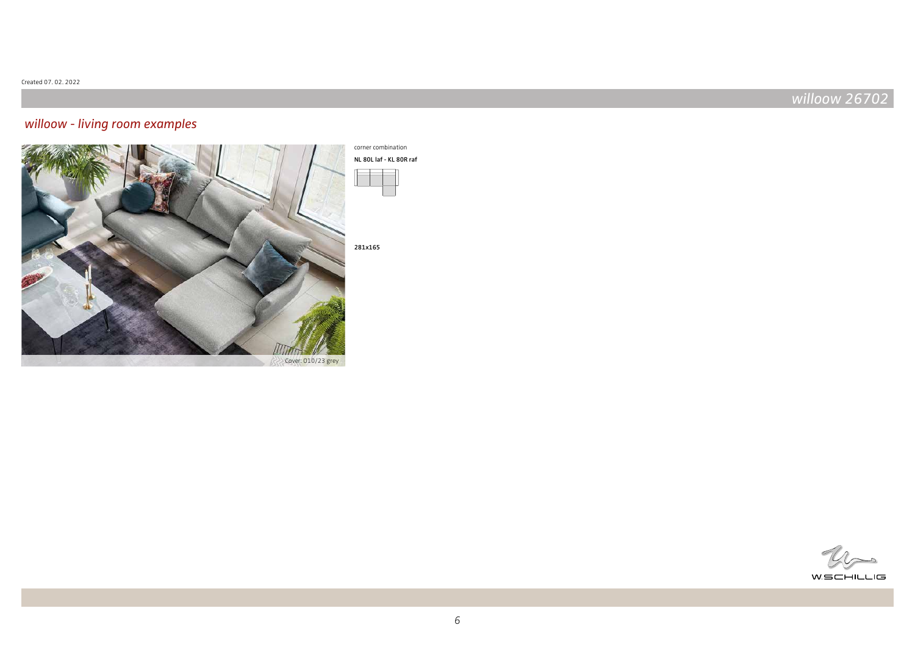Created 07. 02. 2022

# willoow 26702

## *willoow - living room examples*

Cover: 010/23 grey

corner combination

**NL 80L laf - KL 80R raf**

**281x165**